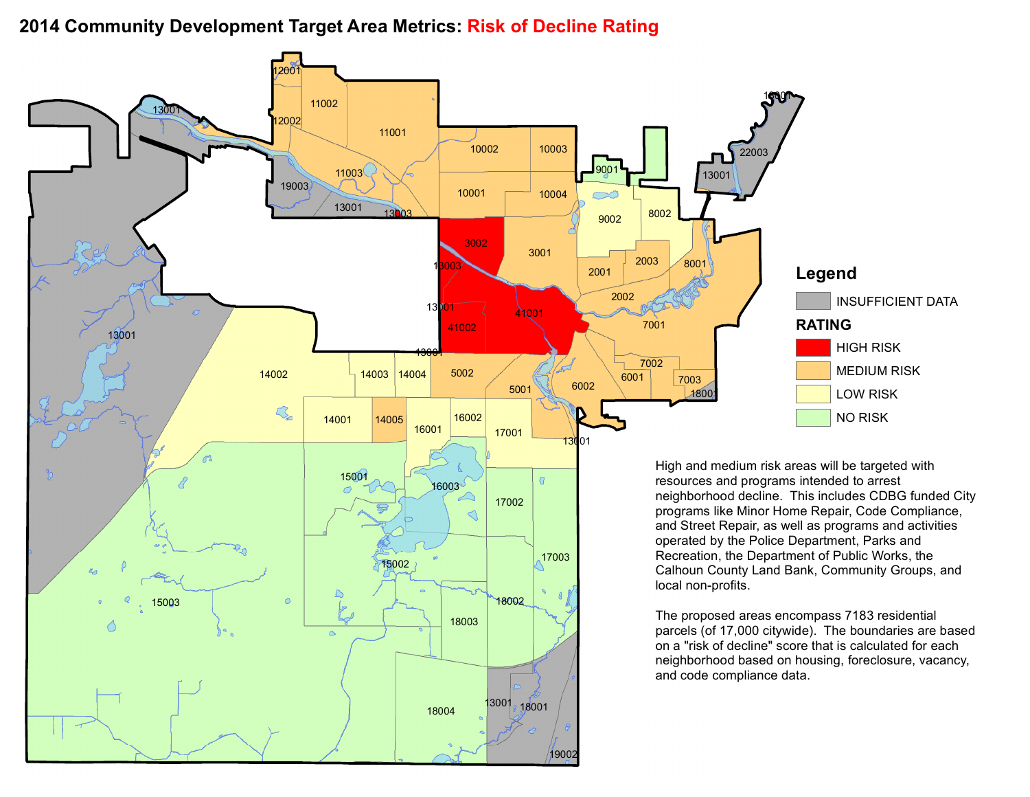# 2014 Community Development Target Area Metrics: Risk of Decline Rating

## Legend

- INSUFFICIENT DATA

**RATING**

- HIGH RISK
- MEDIUM RISK
- LOW RISK
- NO RISK

High and medium risk areas will be targeted with resources and programs intended to arrest neighborhood decline. This includes CDBG funded City programs like Minor Home Repair, Code Compliance, and Street Repair, as well as programs and activities operated by the Police Department, Parks and Recreation, the Department of Public Works, the Calhoun County Land Bank, Community Groups, and local non-profits.

The proposed areas encompass 7183 residential parcels (of 17,000 citywide). The boundaries are based on a "risk of decline" score that is calculated for each neighborhood based on housing, foreclosure, vacancy, and code compliance data.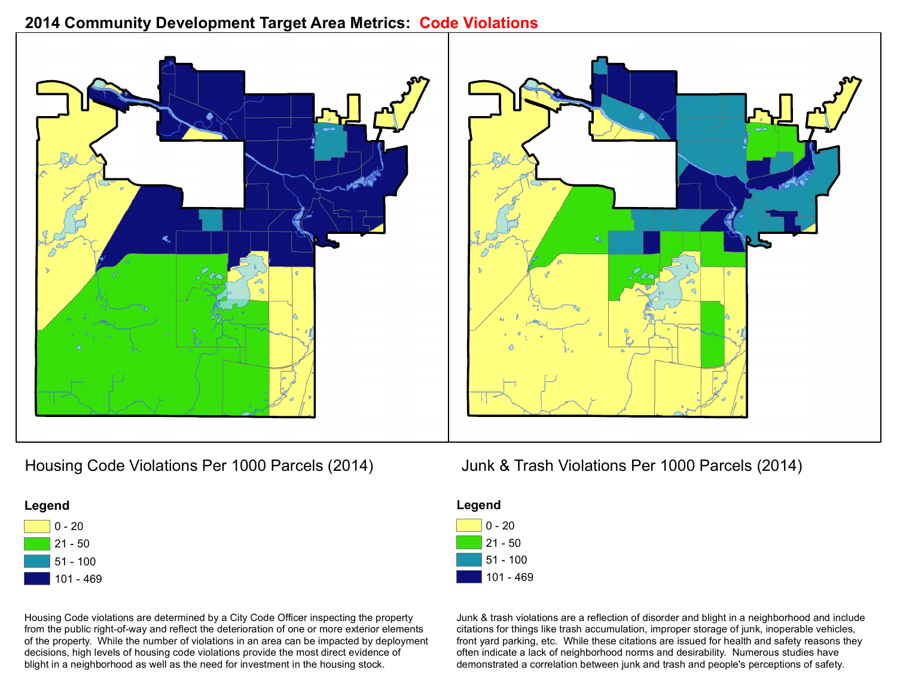# 2014 Community Development Target Area Metrics: Code Violations

## Housing Code Violations Per 1000 Parcels (2014)

**Legend**

- 0 - 20
- 21 - 50
- 51 - 100
- 101 - 469

Housing Code violations are determined by a City Code Officer inspecting the property from the public right-of-way and reflect the deterioration of one or more exterior elements of the property. While the number of violations in an area can be impacted by deployment decisions, high levels of housing code violations provide the most direct evidence of blight in a neighborhood as well as the need for investment in the housing stock.

## Junk & Trash Violations Per 1000 Parcels (2014)

**Legend**

- 0 - 20
- 21 - 50
- 51 - 100
- 101 - 469

Junk & trash violations are a reflection of disorder and blight in a neighborhood and include citations for things like trash accumulation, improper storage of junk, inoperable vehicles, front yard parking, etc. While these citations are issued for health and safety reasons they often indicate a lack of neighborhood norms and desirability. Numerous studies have demonstrated a correlation between junk and trash and people's perceptions of safety.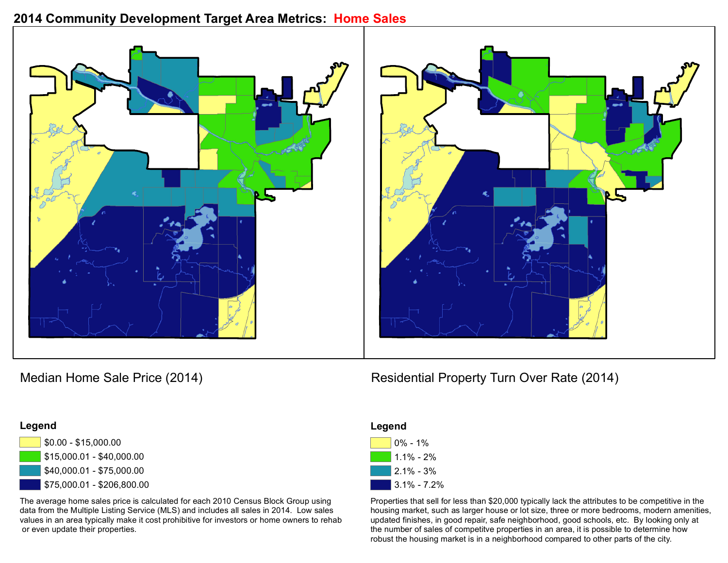# 2014 Community Development Target Area Metrics: Home Sales

## Median Home Sale Price (2014)

**Legend**

- $0.00 - $15,000.00
- $15,000.01 - $40,000.00
- $40,000.01 - $75,000.00
- $75,000.01 - $206,800.00

The average home sales price is calculated for each 2010 Census Block Group using data from the Multiple Listing Service (MLS) and includes all sales in 2014. Low sales values in an area typically make it cost prohibitive for investors or home owners to rehab or even update their properties.

## Residential Property Turn Over Rate (2014)

**Legend**

- 0% - 1%
- 1.1% - 2%
- 2.1% - 3%
- 3.1% - 7.2%

Properties that sell for less than $20,000 typically lack the attributes to be competitive in the housing market, such as larger house or lot size, three or more bedrooms, modern amenities, updated finishes, in good repair, safe neighborhood, good schools, etc. By looking only at the number of sales of competitve properties in an area, it is possible to determine how robust the housing market is in a neighborhood compared to other parts of the city.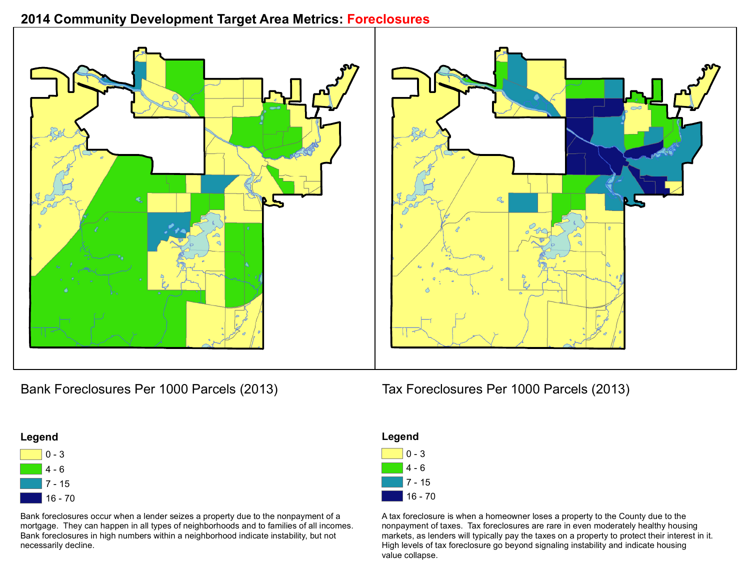# 2014 Community Development Target Area Metrics: Foreclosures

## Bank Foreclosures Per 1000 Parcels (2013)

**Legend**

- 0 - 3
- 4 - 6
- 7 - 15
- 16 - 70

Bank foreclosures occur when a lender seizes a property due to the nonpayment of a mortgage. They can happen in all types of neighborhoods and to families of all incomes. Bank foreclosures in high numbers within a neighborhood indicate instability, but not necessarily decline.

## Tax Foreclosures Per 1000 Parcels (2013)

**Legend**

- 0 - 3
- 4 - 6
- 7 - 15
- 16 - 70

A tax foreclosure is when a homeowner loses a property to the County due to the nonpayment of taxes. Tax foreclosures are rare in even moderately healthy housing markets, as lenders will typically pay the taxes on a property to protect their interest in it. High levels of tax foreclosure go beyond signaling instability and indicate housing value collapse.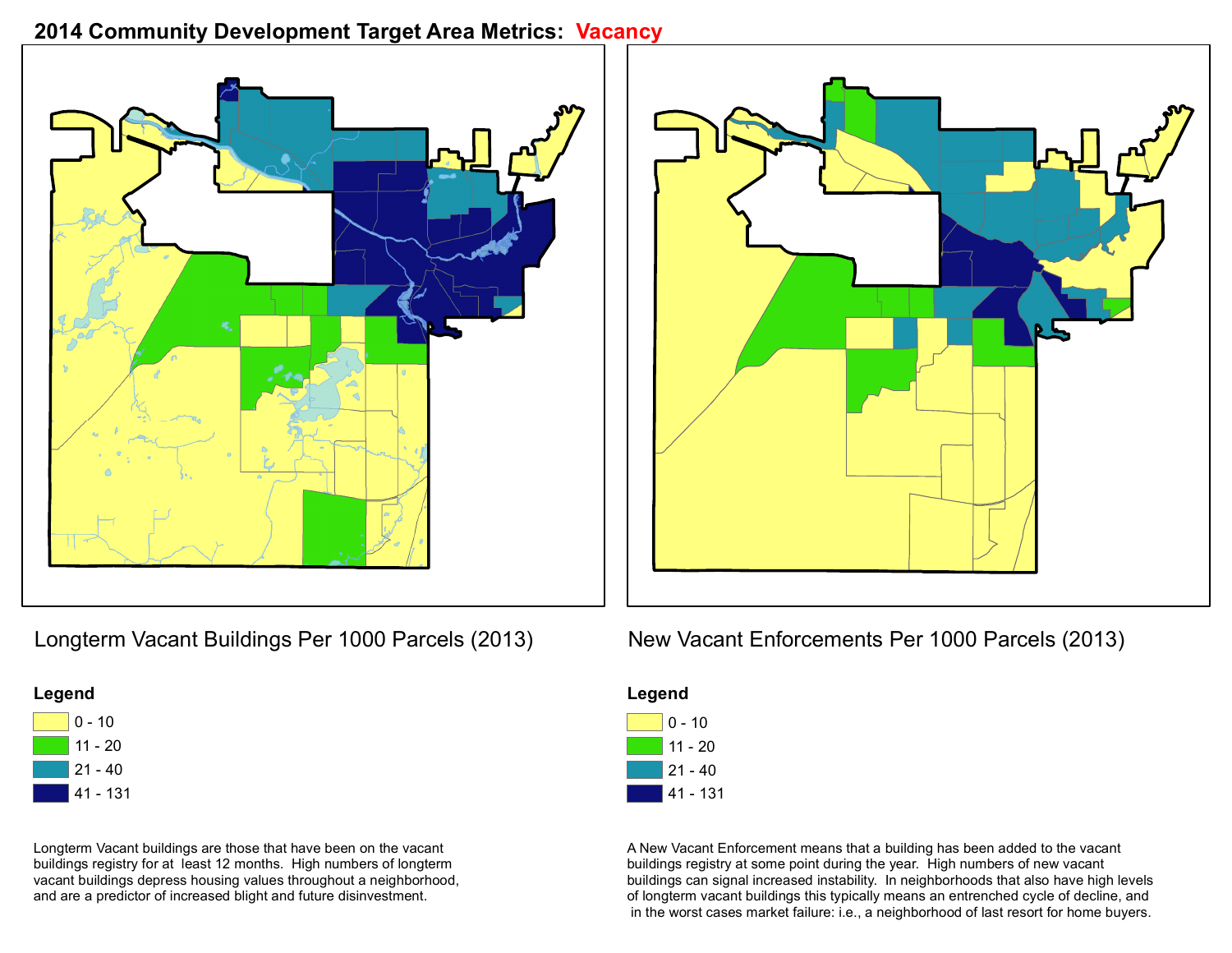# 2014 Community Development Target Area Metrics: Vacancy

## Longterm Vacant Buildings Per 1000 Parcels (2013)

**Legend**

0 - 10
11 - 20
21 - 40
41 - 131

Longterm Vacant buildings are those that have been on the vacant buildings registry for at least 12 months. High numbers of longterm vacant buildings depress housing values throughout a neighborhood, and are a predictor of increased blight and future disinvestment.

## New Vacant Enforcements Per 1000 Parcels (2013)

**Legend**

0 - 10
11 - 20
21 - 40
41 - 131

A New Vacant Enforcement means that a building has been added to the vacant buildings registry at some point during the year. High numbers of new vacant buildings can signal increased instability. In neighborhoods that also have high levels of longterm vacant buildings this typically means an entrenched cycle of decline, and in the worst cases market failure: i.e., a neighborhood of last resort for home buyers.